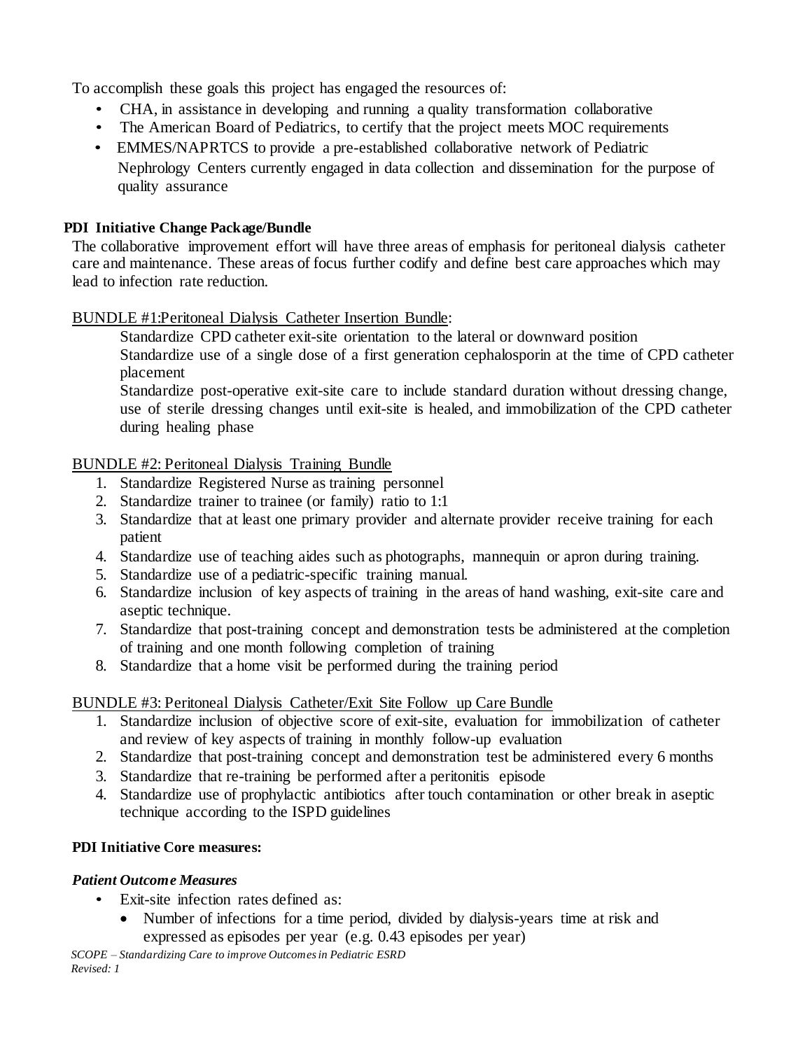To accomplish these goals this project has engaged the resources of:

- CHA, in assistance in developing and running a quality transformation collaborative
- The American Board of Pediatrics, to certify that the project meets MOC requirements
- EMMES/NAPRTCS to provide a pre-established collaborative network of Pediatric Nephrology Centers currently engaged in data collection and dissemination for the purpose of quality assurance

**PDI Initiative Change Package/Bundle**

The collaborative improvement effort will have three areas of emphasis for peritoneal dialysis catheter care and maintenance. These areas of focus further codify and define best care approaches which may lead to infection rate reduction.

<u>BUNDLE #1:Peritoneal Dialysis Catheter Insertion Bundle</u>:

Standardize CPD catheter exit-site orientation to the lateral or downward position

Standardize use of a single dose of a first generation cephalosporin at the time of CPD catheter placement

Standardize post-operative exit-site care to include standard duration without dressing change, use of sterile dressing changes until exit-site is healed, and immobilization of the CPD catheter during healing phase

<u>BUNDLE #2: Peritoneal Dialysis Training Bundle</u>

1. Standardize Registered Nurse as training personnel
2. Standardize trainer to trainee (or family) ratio to 1:1
3. Standardize that at least one primary provider and alternate provider receive training for each patient
4. Standardize use of teaching aides such as photographs, mannequin or apron during training.
5. Standardize use of a pediatric-specific training manual.
6. Standardize inclusion of key aspects of training in the areas of hand washing, exit-site care and aseptic technique.
7. Standardize that post-training concept and demonstration tests be administered at the completion of training and one month following completion of training
8. Standardize that a home visit be performed during the training period

<u>BUNDLE #3: Peritoneal Dialysis Catheter/Exit Site Follow up Care Bundle</u>

1. Standardize inclusion of objective score of exit-site, evaluation for immobilization of catheter and review of key aspects of training in monthly follow-up evaluation
2. Standardize that post-training concept and demonstration test be administered every 6 months
3. Standardize that re-training be performed after a peritonitis episode
4. Standardize use of prophylactic antibiotics after touch contamination or other break in aseptic technique according to the ISPD guidelines

**PDI Initiative Core measures:**

***Patient Outcome Measures***

- Exit-site infection rates defined as:
  - Number of infections for a time period, divided by dialysis-years time at risk and expressed as episodes per year (e.g. 0.43 episodes per year)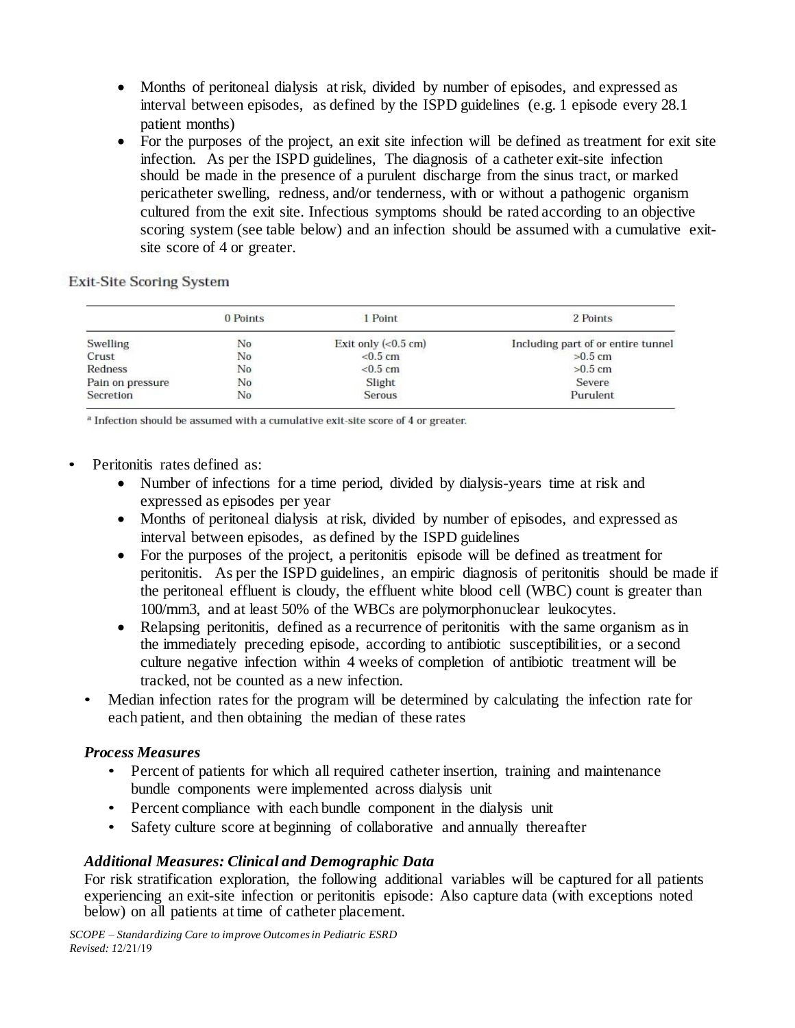- Months of peritoneal dialysis at risk, divided by number of episodes, and expressed as interval between episodes, as defined by the ISPD guidelines (e.g. 1 episode every 28.1 patient months)
- For the purposes of the project, an exit site infection will be defined as treatment for exit site infection. As per the ISPD guidelines, The diagnosis of a catheter exit-site infection should be made in the presence of a purulent discharge from the sinus tract, or marked pericatheter swelling, redness, and/or tenderness, with or without a pathogenic organism cultured from the exit site. Infectious symptoms should be rated according to an objective scoring system (see table below) and an infection should be assumed with a cumulative exit-site score of 4 or greater.

Exit-Site Scoring System

| | 0 Points | 1 Point | 2 Points |
|---|---|---|---|
| Swelling | No | Exit only (<0.5 cm) | Including part of or entire tunnel |
| Crust | No | <0.5 cm | >0.5 cm |
| Redness | No | <0.5 cm | >0.5 cm |
| Pain on pressure | No | Slight | Severe |
| Secretion | No | Serous | Purulent |

[a] Infection should be assumed with a cumulative exit-site score of 4 or greater.

- Peritonitis rates defined as:
  - Number of infections for a time period, divided by dialysis-years time at risk and expressed as episodes per year
  - Months of peritoneal dialysis at risk, divided by number of episodes, and expressed as interval between episodes, as defined by the ISPD guidelines
  - For the purposes of the project, a peritonitis episode will be defined as treatment for peritonitis. As per the ISPD guidelines, an empiric diagnosis of peritonitis should be made if the peritoneal effluent is cloudy, the effluent white blood cell (WBC) count is greater than 100/mm3, and at least 50% of the WBCs are polymorphonuclear leukocytes.
  - Relapsing peritonitis, defined as a recurrence of peritonitis with the same organism as in the immediately preceding episode, according to antibiotic susceptibilities, or a second culture negative infection within 4 weeks of completion of antibiotic treatment will be tracked, not be counted as a new infection.
- Median infection rates for the program will be determined by calculating the infection rate for each patient, and then obtaining the median of these rates

### *Process Measures*

- Percent of patients for which all required catheter insertion, training and maintenance bundle components were implemented across dialysis unit
- Percent compliance with each bundle component in the dialysis unit
- Safety culture score at beginning of collaborative and annually thereafter

### *Additional Measures: Clinical and Demographic Data*

For risk stratification exploration, the following additional variables will be captured for all patients experiencing an exit-site infection or peritonitis episode: Also capture data (with exceptions noted below) on all patients at time of catheter placement.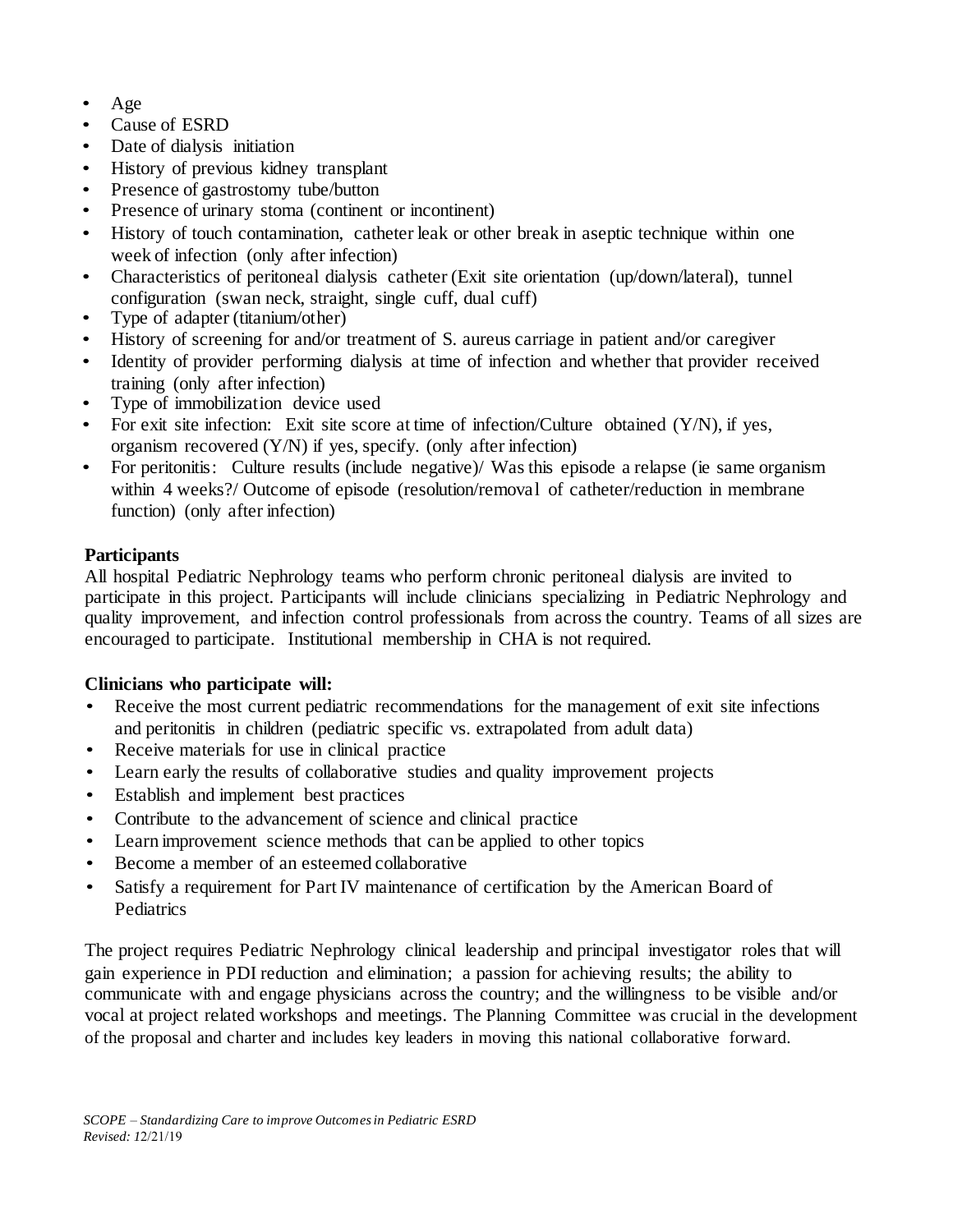- Age
- Cause of ESRD
- Date of dialysis initiation
- History of previous kidney transplant
- Presence of gastrostomy tube/button
- Presence of urinary stoma (continent or incontinent)
- History of touch contamination, catheter leak or other break in aseptic technique within one week of infection (only after infection)
- Characteristics of peritoneal dialysis catheter (Exit site orientation (up/down/lateral), tunnel configuration (swan neck, straight, single cuff, dual cuff)
- Type of adapter (titanium/other)
- History of screening for and/or treatment of S. aureus carriage in patient and/or caregiver
- Identity of provider performing dialysis at time of infection and whether that provider received training (only after infection)
- Type of immobilization device used
- For exit site infection: Exit site score at time of infection/Culture obtained (Y/N), if yes, organism recovered (Y/N) if yes, specify. (only after infection)
- For peritonitis: Culture results (include negative)/ Was this episode a relapse (ie same organism within 4 weeks?/ Outcome of episode (resolution/removal of catheter/reduction in membrane function) (only after infection)

**Participants**

All hospital Pediatric Nephrology teams who perform chronic peritoneal dialysis are invited to participate in this project. Participants will include clinicians specializing in Pediatric Nephrology and quality improvement, and infection control professionals from across the country. Teams of all sizes are encouraged to participate. Institutional membership in CHA is not required.

**Clinicians who participate will:**

- Receive the most current pediatric recommendations for the management of exit site infections and peritonitis in children (pediatric specific vs. extrapolated from adult data)
- Receive materials for use in clinical practice
- Learn early the results of collaborative studies and quality improvement projects
- Establish and implement best practices
- Contribute to the advancement of science and clinical practice
- Learn improvement science methods that can be applied to other topics
- Become a member of an esteemed collaborative
- Satisfy a requirement for Part IV maintenance of certification by the American Board of Pediatrics

The project requires Pediatric Nephrology clinical leadership and principal investigator roles that will gain experience in PDI reduction and elimination; a passion for achieving results; the ability to communicate with and engage physicians across the country; and the willingness to be visible and/or vocal at project related workshops and meetings. The Planning Committee was crucial in the development of the proposal and charter and includes key leaders in moving this national collaborative forward.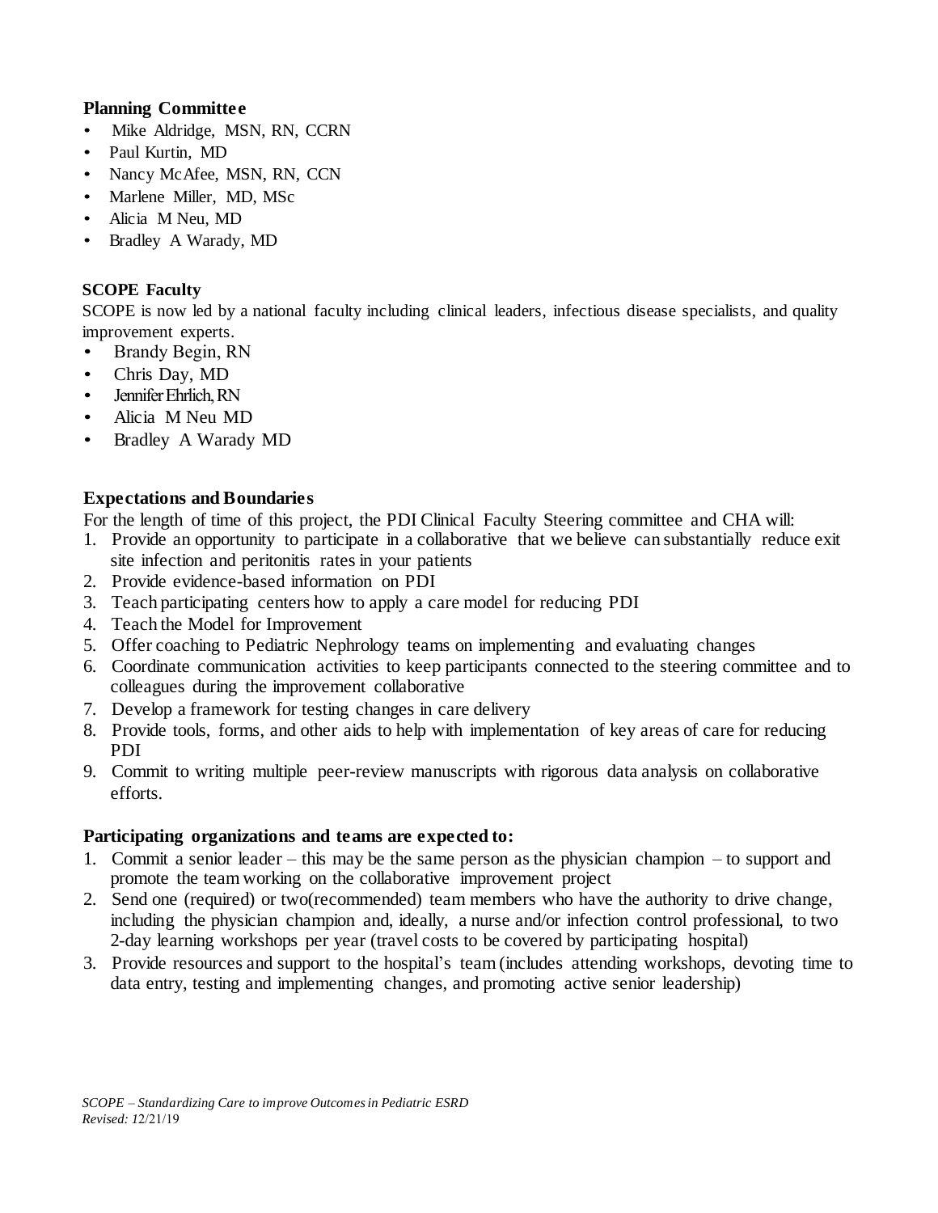### Planning Committee

- Mike Aldridge, MSN, RN, CCRN
- Paul Kurtin, MD
- Nancy McAfee, MSN, RN, CCN
- Marlene Miller, MD, MSc
- Alicia M Neu, MD
- Bradley A Warady, MD

### SCOPE Faculty

SCOPE is now led by a national faculty including clinical leaders, infectious disease specialists, and quality improvement experts.

- Brandy Begin, RN
- Chris Day, MD
- Jennifer Ehrlich, RN
- Alicia M Neu MD
- Bradley A Warady MD

### Expectations and Boundaries

For the length of time of this project, the PDI Clinical Faculty Steering committee and CHA will:

1. Provide an opportunity to participate in a collaborative that we believe can substantially reduce exit site infection and peritonitis rates in your patients
2. Provide evidence-based information on PDI
3. Teach participating centers how to apply a care model for reducing PDI
4. Teach the Model for Improvement
5. Offer coaching to Pediatric Nephrology teams on implementing and evaluating changes
6. Coordinate communication activities to keep participants connected to the steering committee and to colleagues during the improvement collaborative
7. Develop a framework for testing changes in care delivery
8. Provide tools, forms, and other aids to help with implementation of key areas of care for reducing PDI
9. Commit to writing multiple peer-review manuscripts with rigorous data analysis on collaborative efforts.

### Participating organizations and teams are expected to:

1. Commit a senior leader – this may be the same person as the physician champion – to support and promote the team working on the collaborative improvement project
2. Send one (required) or two(recommended) team members who have the authority to drive change, including the physician champion and, ideally, a nurse and/or infection control professional, to two 2-day learning workshops per year (travel costs to be covered by participating hospital)
3. Provide resources and support to the hospital's team (includes attending workshops, devoting time to data entry, testing and implementing changes, and promoting active senior leadership)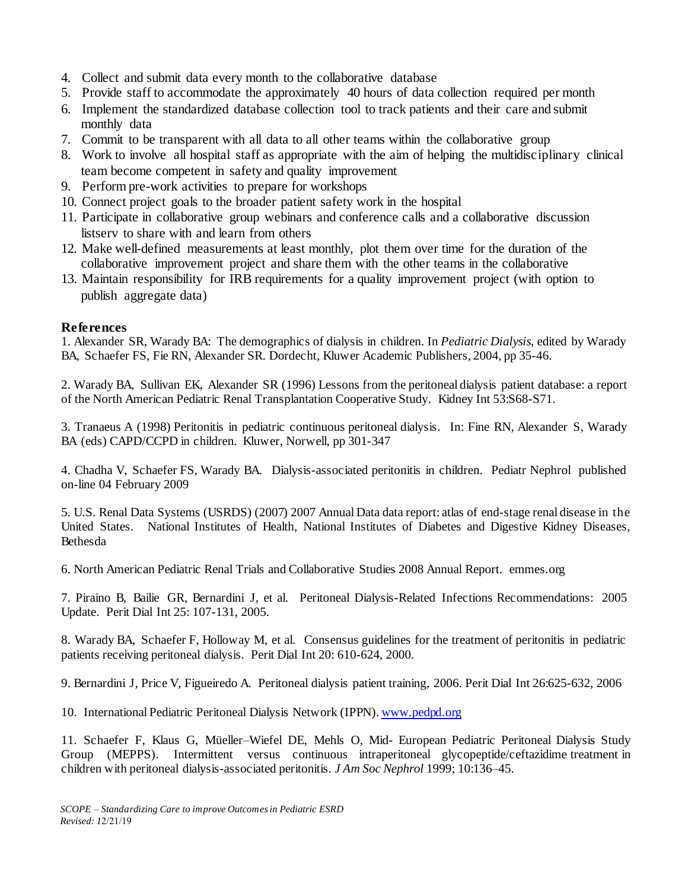4. Collect and submit data every month to the collaborative database
5. Provide staff to accommodate the approximately 40 hours of data collection required per month
6. Implement the standardized database collection tool to track patients and their care and submit monthly data
7. Commit to be transparent with all data to all other teams within the collaborative group
8. Work to involve all hospital staff as appropriate with the aim of helping the multidisciplinary clinical team become competent in safety and quality improvement
9. Perform pre-work activities to prepare for workshops
10. Connect project goals to the broader patient safety work in the hospital
11. Participate in collaborative group webinars and conference calls and a collaborative discussion listserv to share with and learn from others
12. Make well-defined measurements at least monthly, plot them over time for the duration of the collaborative improvement project and share them with the other teams in the collaborative
13. Maintain responsibility for IRB requirements for a quality improvement project (with option to publish aggregate data)

## References

1. Alexander SR, Warady BA: The demographics of dialysis in children. In *Pediatric Dialysis*, edited by Warady BA, Schaefer FS, Fie RN, Alexander SR. Dordecht, Kluwer Academic Publishers, 2004, pp 35-46.

2. Warady BA, Sullivan EK, Alexander SR (1996) Lessons from the peritoneal dialysis patient database: a report of the North American Pediatric Renal Transplantation Cooperative Study. Kidney Int 53:S68-S71.

3. Tranaeus A (1998) Peritonitis in pediatric continuous peritoneal dialysis. In: Fine RN, Alexander S, Warady BA (eds) CAPD/CCPD in children. Kluwer, Norwell, pp 301-347

4. Chadha V, Schaefer FS, Warady BA. Dialysis-associated peritonitis in children. Pediatr Nephrol published on-line 04 February 2009

5. U.S. Renal Data Systems (USRDS) (2007) 2007 Annual Data data report: atlas of end-stage renal disease in the United States. National Institutes of Health, National Institutes of Diabetes and Digestive Kidney Diseases, Bethesda

6. North American Pediatric Renal Trials and Collaborative Studies 2008 Annual Report. emmes.org

7. Piraino B, Bailie GR, Bernardini J, et al. Peritoneal Dialysis-Related Infections Recommendations: 2005 Update. Perit Dial Int 25: 107-131, 2005.

8. Warady BA, Schaefer F, Holloway M, et al. Consensus guidelines for the treatment of peritonitis in pediatric patients receiving peritoneal dialysis. Perit Dial Int 20: 610-624, 2000.

9. Bernardini J, Price V, Figueiredo A. Peritoneal dialysis patient training, 2006. Perit Dial Int 26:625-632, 2006

10. International Pediatric Peritoneal Dialysis Network (IPPN). www.pedpd.org

11. Schaefer F, Klaus G, Müeller–Wiefel DE, Mehls O, Mid- European Pediatric Peritoneal Dialysis Study Group (MEPPS). Intermittent versus continuous intraperitoneal glycopeptide/ceftazidime treatment in children with peritoneal dialysis-associated peritonitis. *J Am Soc Nephrol* 1999; 10:136–45.